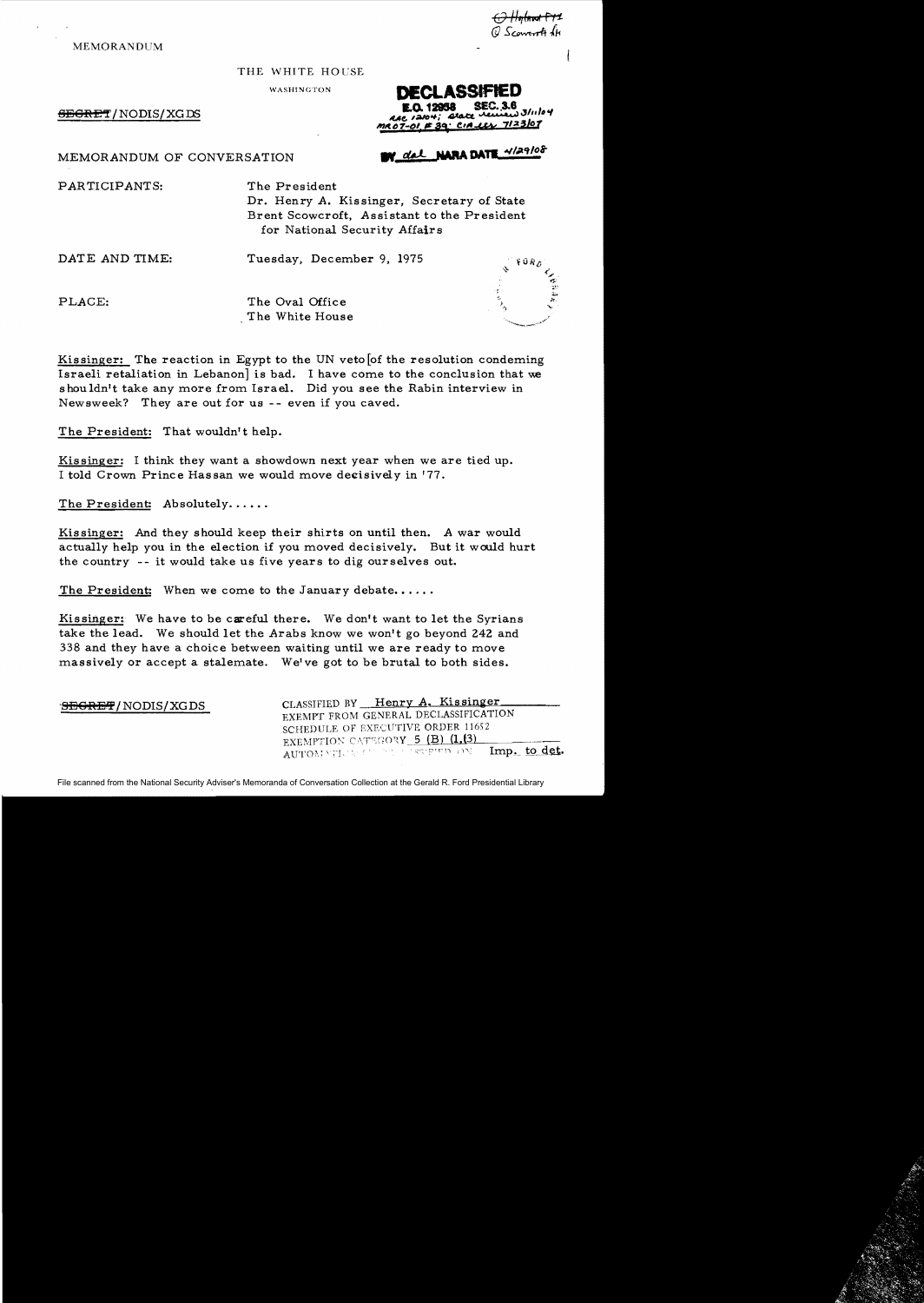MEMORANDUM

~~O Hyland FYI~~
O Scowcroft file

THE WHITE HOUSE

WASHINGTON

~~SECRET~~/NODIS/XGDS

**DECLASSIFIED**
**E.O. 12958 SEC. 3.6**
RAC 12/04; State review 3/11/04
MR07-01, #39; CIA ltr 7/23/07
BY dal NARA DATE 4/29/08

MEMORANDUM OF CONVERSATION

PARTICIPANTS: The President
Dr. Henry A. Kissinger, Secretary of State
Brent Scowcroft, Assistant to the President for National Security Affairs

DATE AND TIME: Tuesday, December 9, 1975

PLACE: The Oval Office
The White House

Kissinger: The reaction in Egypt to the UN veto [of the resolution condeming Israeli retaliation in Lebanon] is bad. I have come to the conclusion that we shouldn't take any more from Israel. Did you see the Rabin interview in Newsweek? They are out for us -- even if you caved.

The President: That wouldn't help.

Kissinger: I think they want a showdown next year when we are tied up. I told Crown Prince Hassan we would move decisively in '77.

The President: Absolutely......

Kissinger: And they should keep their shirts on until then. A war would actually help you in the election if you moved decisively. But it would hurt the country -- it would take us five years to dig ourselves out.

The President: When we come to the January debate......

Kissinger: We have to be careful there. We don't want to let the Syrians take the lead. We should let the Arabs know we won't go beyond 242 and 338 and they have a choice between waiting until we are ready to move massively or accept a stalemate. We've got to be brutal to both sides.

~~SECRET~~/NODIS/XGDS

CLASSIFIED BY Henry A. Kissinger
EXEMPT FROM GENERAL DECLASSIFICATION
SCHEDULE OF EXECUTIVE ORDER 11652
EXEMPTION CATEGORY 5 (B) (1,3)
AUTOMATICALLY DECLASSIFIED ON Imp. to det.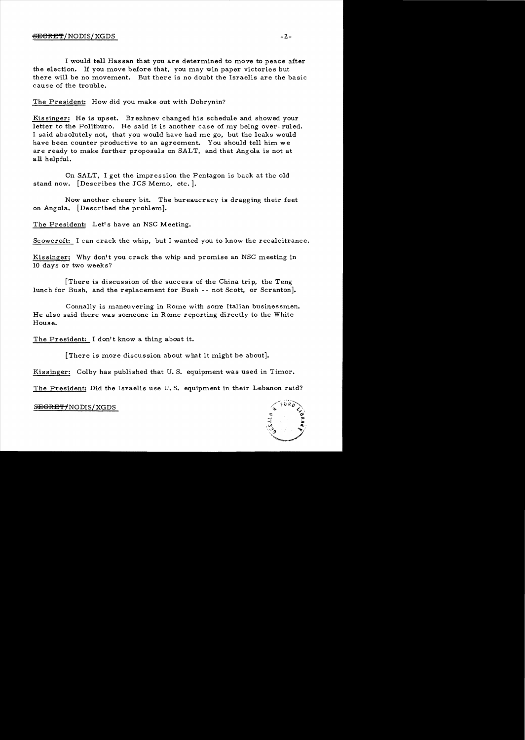I would tell Hassan that you are determined to move to peace after the election. If you move before that, you may win paper victories but there will be no movement. But there is no doubt the Israelis are the basic cause of the trouble.

The President: How did you make out with Dobrynin?

Kissinger: He is upset. Brezhnev changed his schedule and showed your letter to the Politburo. He said it is another case of my being over-ruled. I said absolutely not, that you would have had me go, but the leaks would have been counter productive to an agreement. You should tell him we are ready to make further proposals on SALT, and that Angola is not at all helpful.

On SALT, I get the impression the Pentagon is back at the old stand now. [Describes the JCS Memo, etc.].

Now another cheery bit. The bureaucracy is dragging their feet on Angola. [Described the problem].

The President: Let's have an NSC Meeting.

Scowcroft: I can crack the whip, but I wanted you to know the recalcitrance.

Kissinger: Why don't you crack the whip and promise an NSC meeting in 10 days or two weeks?

[There is discussion of the success of the China trip, the Teng lunch for Bush, and the replacement for Bush -- not Scott, or Scranton].

Connally is maneuvering in Rome with some Italian businessmen. He also said there was someone in Rome reporting directly to the White House.

The President: I don't know a thing about it.

[There is more discussion about what it might be about].

Kissinger: Colby has published that U. S. equipment was used in Timor.

The President: Did the Israelis use U. S. equipment in their Lebanon raid?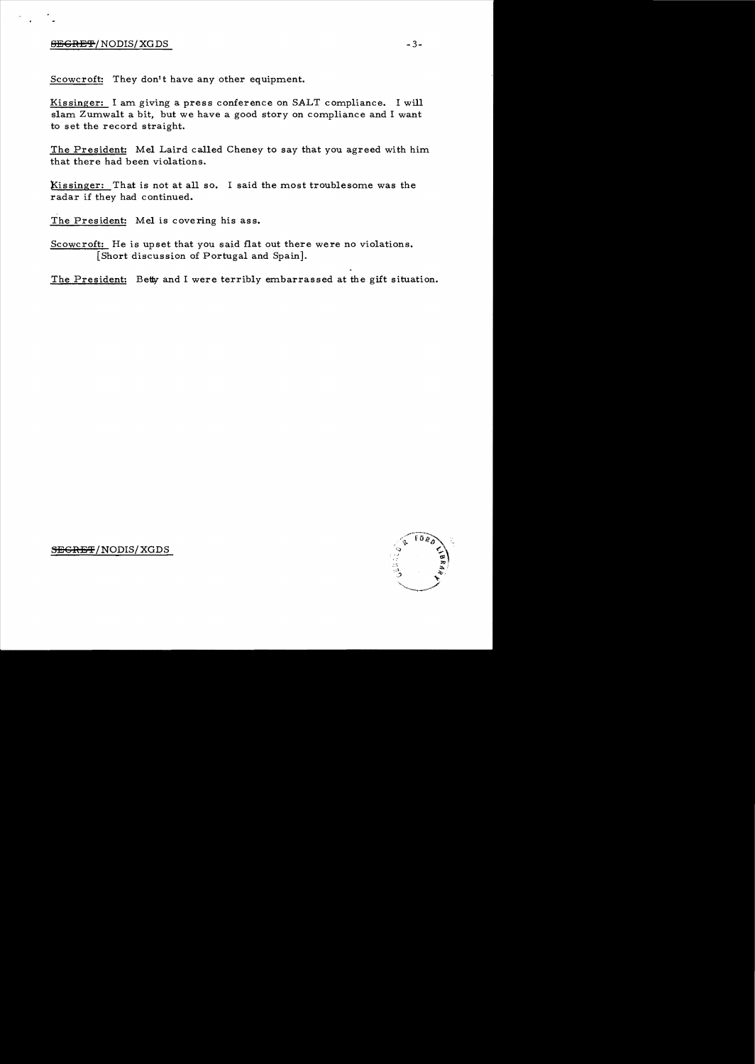Scowcroft: They don't have any other equipment.

Kissinger: I am giving a press conference on SALT compliance. I will slam Zumwalt a bit, but we have a good story on compliance and I want to set the record straight.

The President: Mel Laird called Cheney to say that you agreed with him that there had been violations.

Kissinger: That is not at all so. I said the most troublesome was the radar if they had continued.

The President: Mel is covering his ass.

Scowcroft: He is upset that you said flat out there were no violations.
[Short discussion of Portugal and Spain].

The President: Betty and I were terribly embarrassed at the gift situation.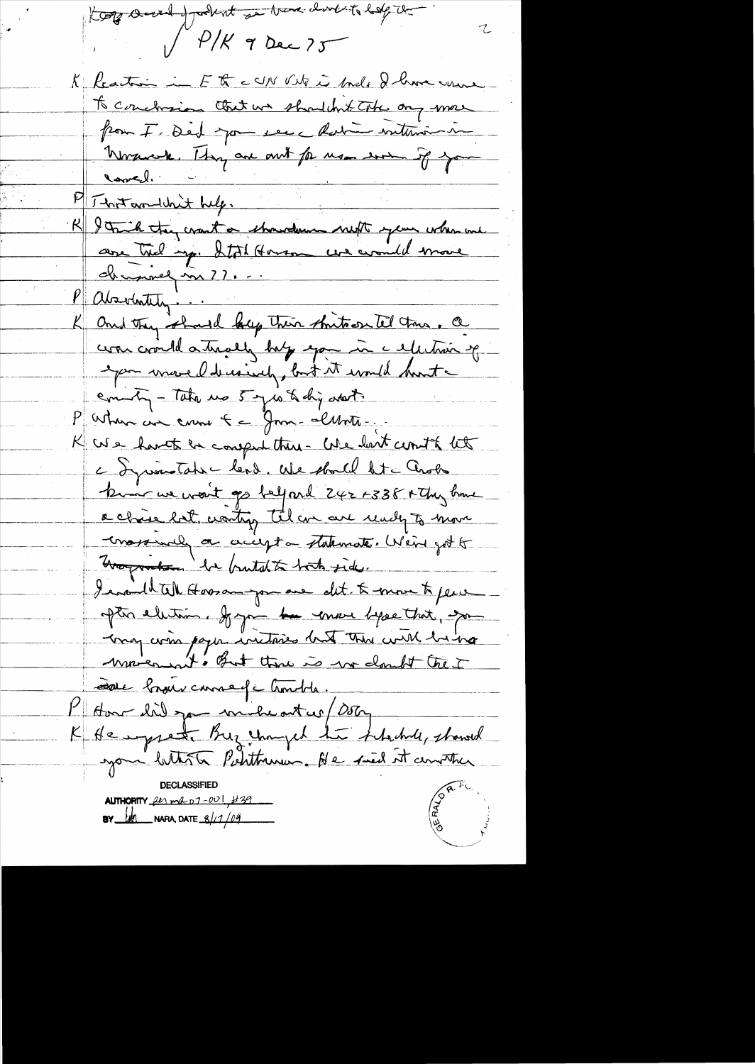Keep avoid judgment on those doubts to help the

P/K 9 Dec 75

K Reaction in E to c UN Vote is bad. I have come to conclusion that we shouldn't take any more from I. Did you see c Rabin interview in Newsweek. They are out for use even if you cancel.

P That won't help.

K I think they want a showdown right year when we are tied up. I told Hassan we would move decisively in 77...

P Absolutely...

K And they should keep their mouth shut til then. a war could actually help you in c election if you moved decisively, but it would hurt c country - take us 5 yrs to dig out.

P When we come to c Jan. debate...

K We have to be careful there. We don't want to let c Syrians take c lead. We should let c Arabs know we won't go beyond 242 + 338 & they have a choice but waiting til we are ready to move massively or accept a stalemate. We've got to [?] be brutal to both sides.

I would tell Hassan you are det. to move to peace after election. If you move before that, you may win paper victories but there will be no movement. But there is no doubt the I are bringing on c trouble.

P How did you make out w/DOD

K He agreed. Brz changed his schedule, showed your letter to Pakistanis. He said it another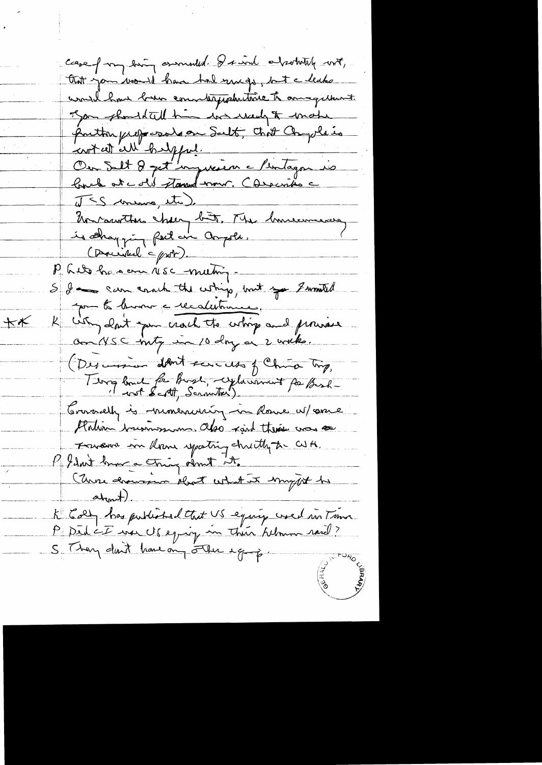case of my being consulted. I said absolutely not, that you would have had my views, but the leaks would have been counterproductive to our agreement.

You should tell him we're ready to make further proposals on Salt, that Angola is not at all helpful.

On Salt I get impression the Pentagon is back at the old stand now. (Describes the JCS memo, etc.)

Moroccan thing is bit. The bureaucracy is dragging feet on Angola.

(Described the plot).

P. Lets have an NSC meeting.

S. I can crack the whip, but you I wanted you to know the recalcitrance.

** K. Why don't you crack the whip and promise an NSC mtg in 10 days or 2 weeks.

(Discussion about success of China trip, Thing bad for Bush, explanation for Bush – not Scott, Scranton).

Connally is mimeoing in Rome w/ some Italian businessmen. Also said there was a someone in Rome reporting directly to WH.

P. I don't know a thing about it.

(More discussion about what it might be about).

K. Colby has published that US equip used in Timor

P. Did the I use US equip in their Lebanon raid?

S. They don't have any other equip.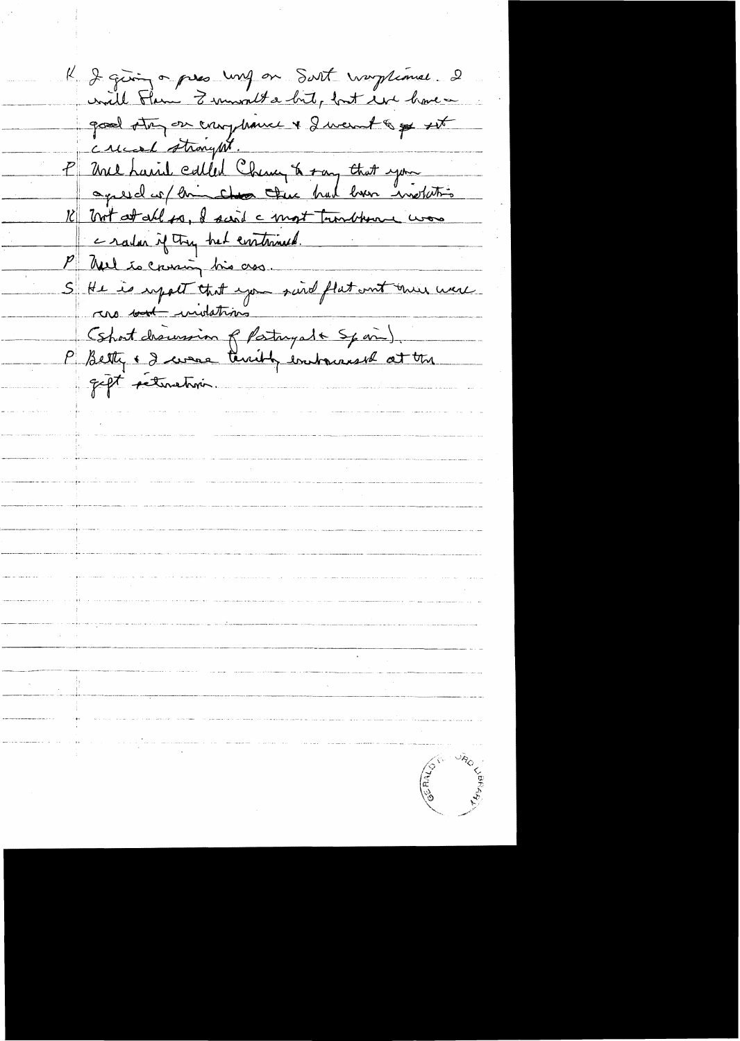K I giving a press conf on Sort compliance. I will slam Z somewhat a bit, but we have a good story on compliance & I want to get it cleared straight.

P Mel Laird called Chaney to say that you agreed w/ him that there had been violations

K Not at all so, I said c most troublesome was c radar if they had continued.

P Mel is covering his ass.

S He is upset that you said flat out there were no ~~out~~ violations

(Short discussion of Portugal & Spain).

P Betty & I were terribly embarrassed at the Egypt situation.